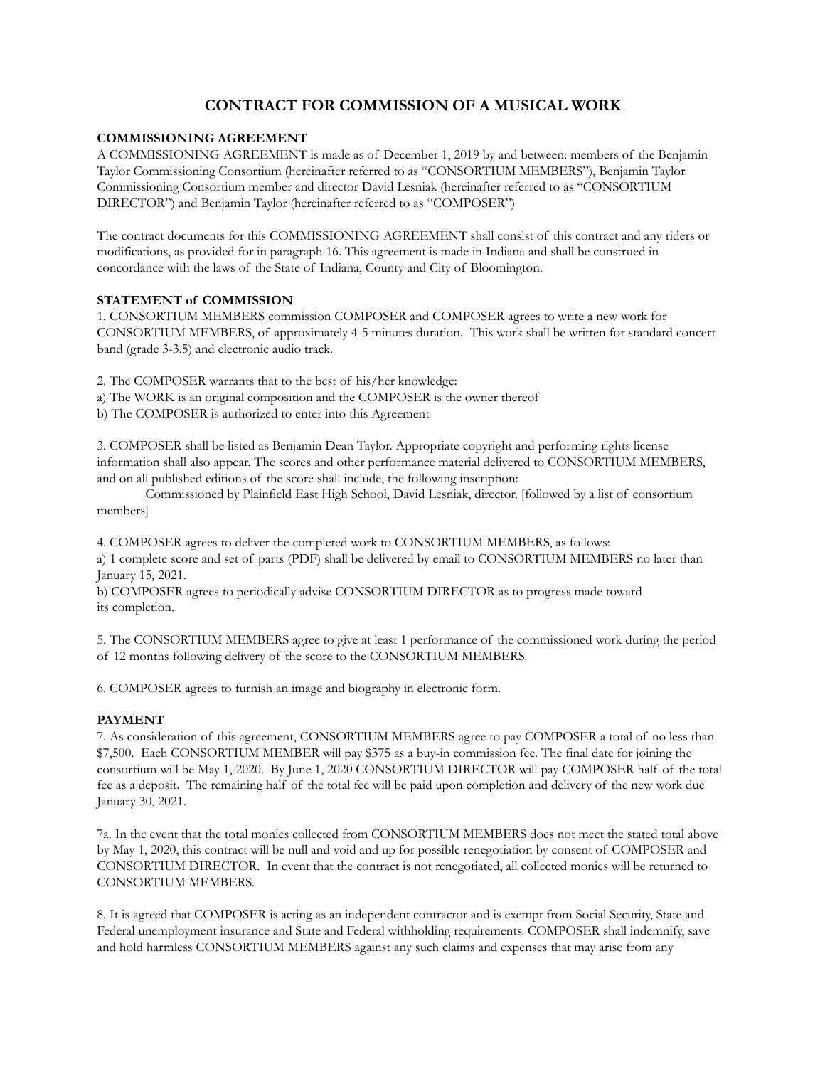# CONTRACT FOR COMMISSION OF A MUSICAL WORK

**COMMISSIONING AGREEMENT**

A COMMISSIONING AGREEMENT is made as of December 1, 2019 by and between: members of the Benjamin Taylor Commissioning Consortium (hereinafter referred to as "CONSORTIUM MEMBERS"), Benjamin Taylor Commissioning Consortium member and director David Lesniak (hereinafter referred to as "CONSORTIUM DIRECTOR") and Benjamin Taylor (hereinafter referred to as "COMPOSER")

The contract documents for this COMMISSIONING AGREEMENT shall consist of this contract and any riders or modifications, as provided for in paragraph 16. This agreement is made in Indiana and shall be construed in concordance with the laws of the State of Indiana, County and City of Bloomington.

**STATEMENT of COMMISSION**

1. CONSORTIUM MEMBERS commission COMPOSER and COMPOSER agrees to write a new work for CONSORTIUM MEMBERS, of approximately 4-5 minutes duration. This work shall be written for standard concert band (grade 3-3.5) and electronic audio track.

2. The COMPOSER warrants that to the best of his/her knowledge:
a) The WORK is an original composition and the COMPOSER is the owner thereof
b) The COMPOSER is authorized to enter into this Agreement

3. COMPOSER shall be listed as Benjamin Dean Taylor. Appropriate copyright and performing rights license information shall also appear. The scores and other performance material delivered to CONSORTIUM MEMBERS, and on all published editions of the score shall include, the following inscription:

Commissioned by Plainfield East High School, David Lesniak, director. [followed by a list of consortium members]

4. COMPOSER agrees to deliver the completed work to CONSORTIUM MEMBERS, as follows:
a) 1 complete score and set of parts (PDF) shall be delivered by email to CONSORTIUM MEMBERS no later than January 15, 2021.
b) COMPOSER agrees to periodically advise CONSORTIUM DIRECTOR as to progress made toward its completion.

5. The CONSORTIUM MEMBERS agree to give at least 1 performance of the commissioned work during the period of 12 months following delivery of the score to the CONSORTIUM MEMBERS.

6. COMPOSER agrees to furnish an image and biography in electronic form.

**PAYMENT**

7. As consideration of this agreement, CONSORTIUM MEMBERS agree to pay COMPOSER a total of no less than $7,500. Each CONSORTIUM MEMBER will pay $375 as a buy-in commission fee. The final date for joining the consortium will be May 1, 2020. By June 1, 2020 CONSORTIUM DIRECTOR will pay COMPOSER half of the total fee as a deposit. The remaining half of the total fee will be paid upon completion and delivery of the new work due January 30, 2021.

7a. In the event that the total monies collected from CONSORTIUM MEMBERS does not meet the stated total above by May 1, 2020, this contract will be null and void and up for possible renegotiation by consent of COMPOSER and CONSORTIUM DIRECTOR. In event that the contract is not renegotiated, all collected monies will be returned to CONSORTIUM MEMBERS.

8. It is agreed that COMPOSER is acting as an independent contractor and is exempt from Social Security, State and Federal unemployment insurance and State and Federal withholding requirements. COMPOSER shall indemnify, save and hold harmless CONSORTIUM MEMBERS against any such claims and expenses that may arise from any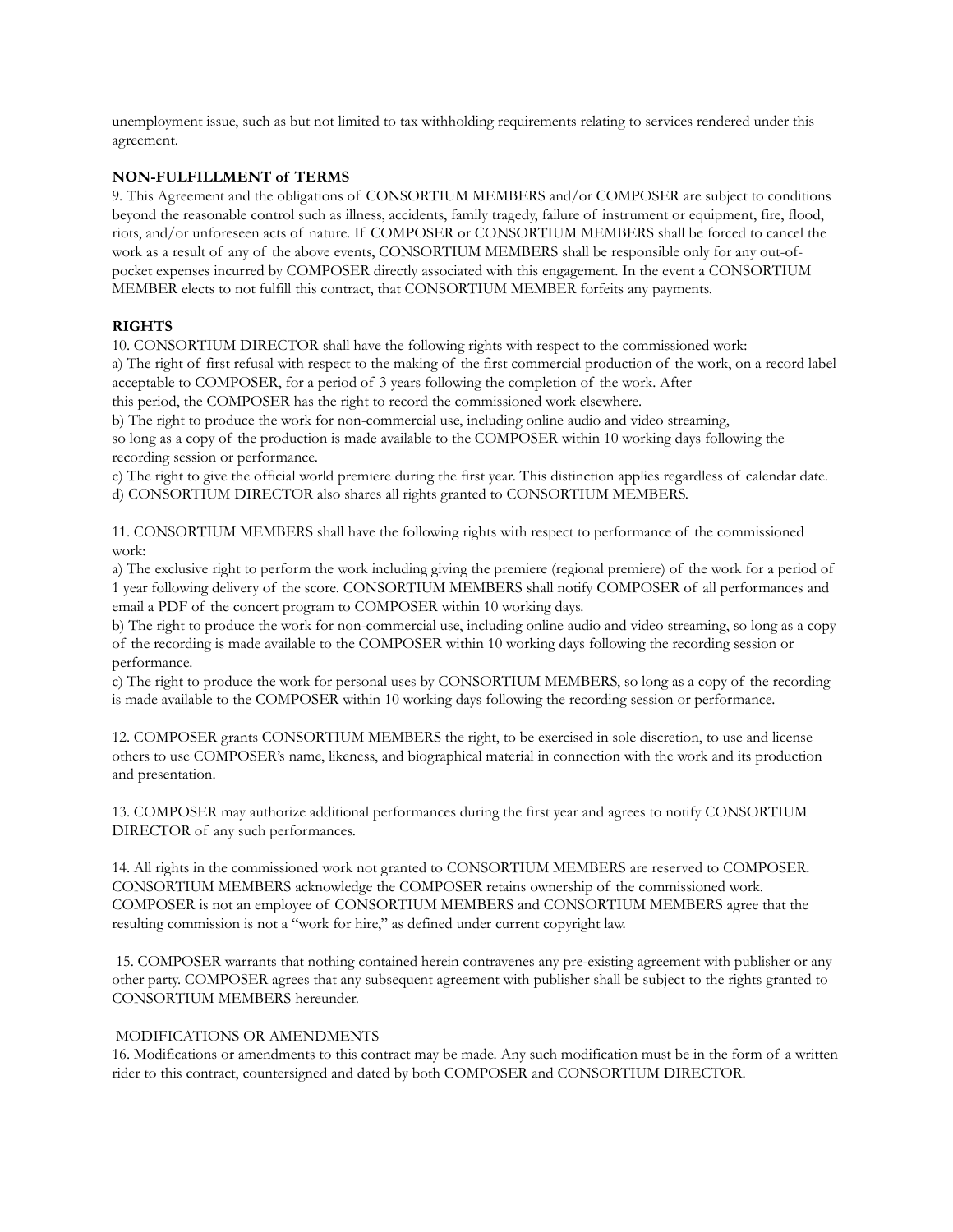unemployment issue, such as but not limited to tax withholding requirements relating to services rendered under this agreement.

**NON-FULFILLMENT of TERMS**

9. This Agreement and the obligations of CONSORTIUM MEMBERS and/or COMPOSER are subject to conditions beyond the reasonable control such as illness, accidents, family tragedy, failure of instrument or equipment, fire, flood, riots, and/or unforeseen acts of nature. If COMPOSER or CONSORTIUM MEMBERS shall be forced to cancel the work as a result of any of the above events, CONSORTIUM MEMBERS shall be responsible only for any out-of-pocket expenses incurred by COMPOSER directly associated with this engagement. In the event a CONSORTIUM MEMBER elects to not fulfill this contract, that CONSORTIUM MEMBER forfeits any payments.

**RIGHTS**

10. CONSORTIUM DIRECTOR shall have the following rights with respect to the commissioned work:
a) The right of first refusal with respect to the making of the first commercial production of the work, on a record label acceptable to COMPOSER, for a period of 3 years following the completion of the work. After this period, the COMPOSER has the right to record the commissioned work elsewhere.
b) The right to produce the work for non-commercial use, including online audio and video streaming, so long as a copy of the production is made available to the COMPOSER within 10 working days following the recording session or performance.
c) The right to give the official world premiere during the first year. This distinction applies regardless of calendar date.
d) CONSORTIUM DIRECTOR also shares all rights granted to CONSORTIUM MEMBERS.

11. CONSORTIUM MEMBERS shall have the following rights with respect to performance of the commissioned work:
a) The exclusive right to perform the work including giving the premiere (regional premiere) of the work for a period of 1 year following delivery of the score. CONSORTIUM MEMBERS shall notify COMPOSER of all performances and email a PDF of the concert program to COMPOSER within 10 working days.
b) The right to produce the work for non-commercial use, including online audio and video streaming, so long as a copy of the recording is made available to the COMPOSER within 10 working days following the recording session or performance.
c) The right to produce the work for personal uses by CONSORTIUM MEMBERS, so long as a copy of the recording is made available to the COMPOSER within 10 working days following the recording session or performance.

12. COMPOSER grants CONSORTIUM MEMBERS the right, to be exercised in sole discretion, to use and license others to use COMPOSER's name, likeness, and biographical material in connection with the work and its production and presentation.

13. COMPOSER may authorize additional performances during the first year and agrees to notify CONSORTIUM DIRECTOR of any such performances.

14. All rights in the commissioned work not granted to CONSORTIUM MEMBERS are reserved to COMPOSER. CONSORTIUM MEMBERS acknowledge the COMPOSER retains ownership of the commissioned work. COMPOSER is not an employee of CONSORTIUM MEMBERS and CONSORTIUM MEMBERS agree that the resulting commission is not a "work for hire," as defined under current copyright law.

15. COMPOSER warrants that nothing contained herein contravenes any pre-existing agreement with publisher or any other party. COMPOSER agrees that any subsequent agreement with publisher shall be subject to the rights granted to CONSORTIUM MEMBERS hereunder.

MODIFICATIONS OR AMENDMENTS

16. Modifications or amendments to this contract may be made. Any such modification must be in the form of a written rider to this contract, countersigned and dated by both COMPOSER and CONSORTIUM DIRECTOR.